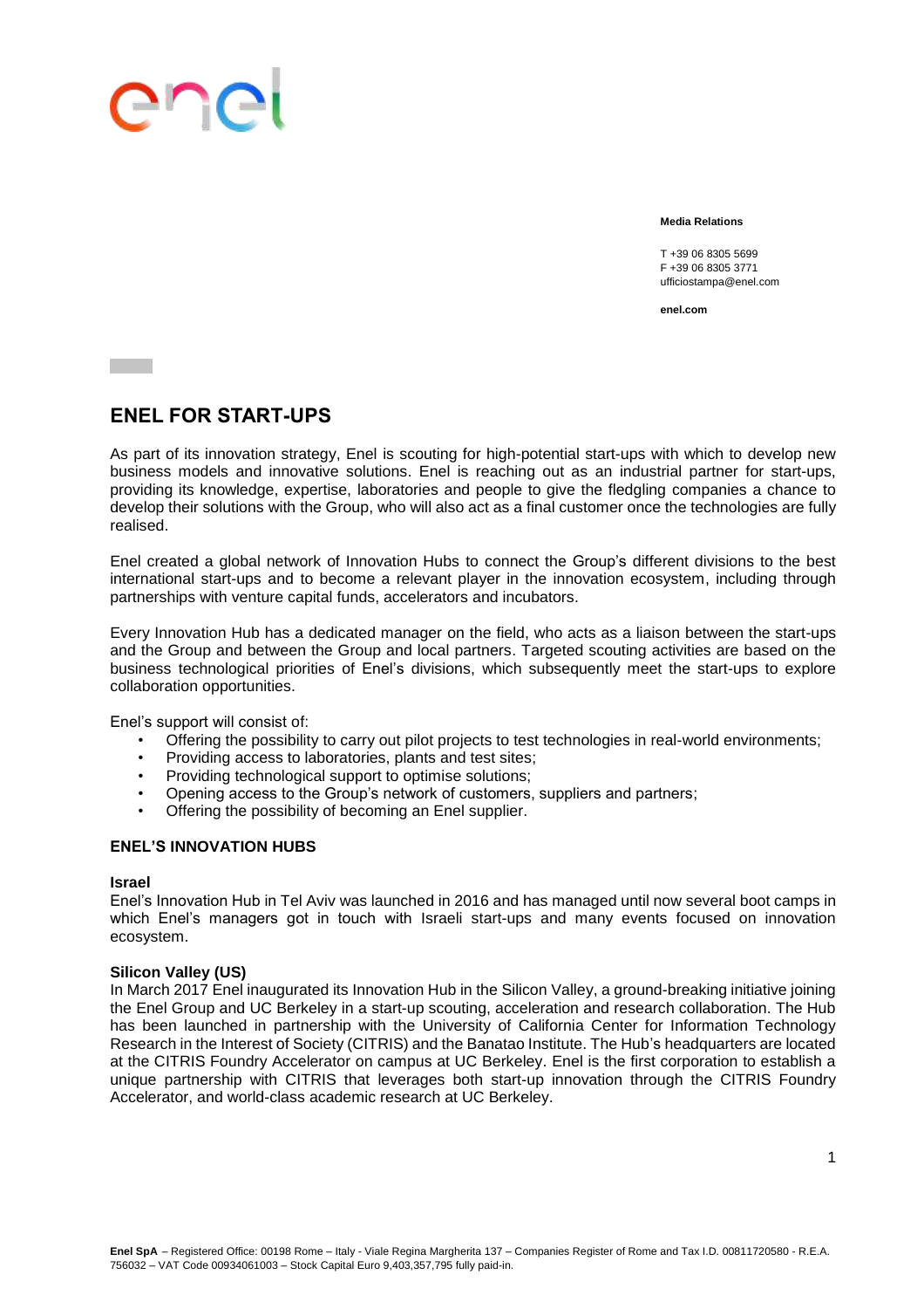**Media Relations**

T +39 06 8305 5699
F +39 06 8305 3771
ufficiostampa@enel.com

**enel.com**

# ENEL FOR START-UPS

As part of its innovation strategy, Enel is scouting for high-potential start-ups with which to develop new business models and innovative solutions. Enel is reaching out as an industrial partner for start-ups, providing its knowledge, expertise, laboratories and people to give the fledgling companies a chance to develop their solutions with the Group, who will also act as a final customer once the technologies are fully realised.

Enel created a global network of Innovation Hubs to connect the Group's different divisions to the best international start-ups and to become a relevant player in the innovation ecosystem, including through partnerships with venture capital funds, accelerators and incubators.

Every Innovation Hub has a dedicated manager on the field, who acts as a liaison between the start-ups and the Group and between the Group and local partners. Targeted scouting activities are based on the business technological priorities of Enel's divisions, which subsequently meet the start-ups to explore collaboration opportunities.

Enel's support will consist of:

- Offering the possibility to carry out pilot projects to test technologies in real-world environments;
- Providing access to laboratories, plants and test sites;
- Providing technological support to optimise solutions;
- Opening access to the Group's network of customers, suppliers and partners;
- Offering the possibility of becoming an Enel supplier.

## ENEL'S INNOVATION HUBS

### Israel

Enel's Innovation Hub in Tel Aviv was launched in 2016 and has managed until now several boot camps in which Enel's managers got in touch with Israeli start-ups and many events focused on innovation ecosystem.

### Silicon Valley (US)

In March 2017 Enel inaugurated its Innovation Hub in the Silicon Valley, a ground-breaking initiative joining the Enel Group and UC Berkeley in a start-up scouting, acceleration and research collaboration. The Hub has been launched in partnership with the University of California Center for Information Technology Research in the Interest of Society (CITRIS) and the Banatao Institute. The Hub's headquarters are located at the CITRIS Foundry Accelerator on campus at UC Berkeley. Enel is the first corporation to establish a unique partnership with CITRIS that leverages both start-up innovation through the CITRIS Foundry Accelerator, and world-class academic research at UC Berkeley.

**Enel SpA** – Registered Office: 00198 Rome – Italy - Viale Regina Margherita 137 – Companies Register of Rome and Tax I.D. 00811720580 - R.E.A. 756032 – VAT Code 00934061003 – Stock Capital Euro 9,403,357,795 fully paid-in.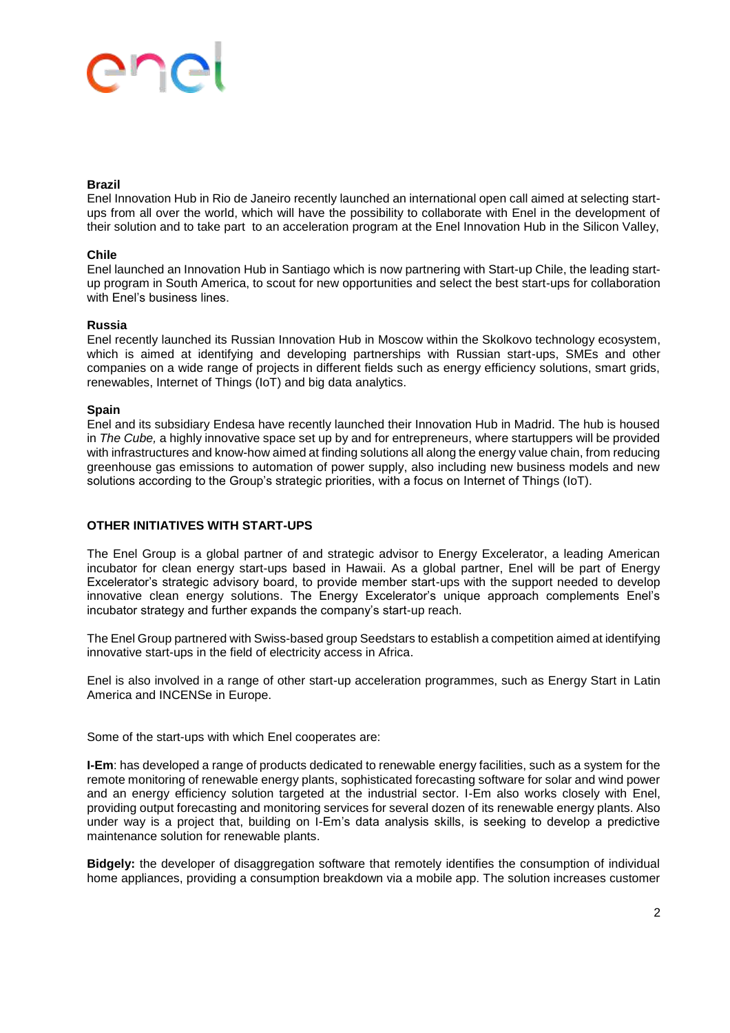**Brazil**

Enel Innovation Hub in Rio de Janeiro recently launched an international open call aimed at selecting start-ups from all over the world, which will have the possibility to collaborate with Enel in the development of their solution and to take part  to an acceleration program at the Enel Innovation Hub in the Silicon Valley,

**Chile**

Enel launched an Innovation Hub in Santiago which is now partnering with Start-up Chile, the leading start-up program in South America, to scout for new opportunities and select the best start-ups for collaboration with Enel's business lines.

**Russia**

Enel recently launched its Russian Innovation Hub in Moscow within the Skolkovo technology ecosystem, which is aimed at identifying and developing partnerships with Russian start-ups, SMEs and other companies on a wide range of projects in different fields such as energy efficiency solutions, smart grids, renewables, Internet of Things (IoT) and big data analytics.

**Spain**

Enel and its subsidiary Endesa have recently launched their Innovation Hub in Madrid. The hub is housed in *The Cube,* a highly innovative space set up by and for entrepreneurs, where startuppers will be provided with infrastructures and know-how aimed at finding solutions all along the energy value chain, from reducing greenhouse gas emissions to automation of power supply, also including new business models and new solutions according to the Group's strategic priorities, with a focus on Internet of Things (IoT).

**OTHER INITIATIVES WITH START-UPS**

The Enel Group is a global partner of and strategic advisor to Energy Excelerator, a leading American incubator for clean energy start-ups based in Hawaii. As a global partner, Enel will be part of Energy Excelerator's strategic advisory board, to provide member start-ups with the support needed to develop innovative clean energy solutions. The Energy Excelerator's unique approach complements Enel's incubator strategy and further expands the company's start-up reach.

The Enel Group partnered with Swiss-based group Seedstars to establish a competition aimed at identifying innovative start-ups in the field of electricity access in Africa.

Enel is also involved in a range of other start-up acceleration programmes, such as Energy Start in Latin America and INCENSe in Europe.

Some of the start-ups with which Enel cooperates are:

**I-Em**: has developed a range of products dedicated to renewable energy facilities, such as a system for the remote monitoring of renewable energy plants, sophisticated forecasting software for solar and wind power and an energy efficiency solution targeted at the industrial sector. I-Em also works closely with Enel, providing output forecasting and monitoring services for several dozen of its renewable energy plants. Also under way is a project that, building on I-Em's data analysis skills, is seeking to develop a predictive maintenance solution for renewable plants.

**Bidgely:** the developer of disaggregation software that remotely identifies the consumption of individual home appliances, providing a consumption breakdown via a mobile app. The solution increases customer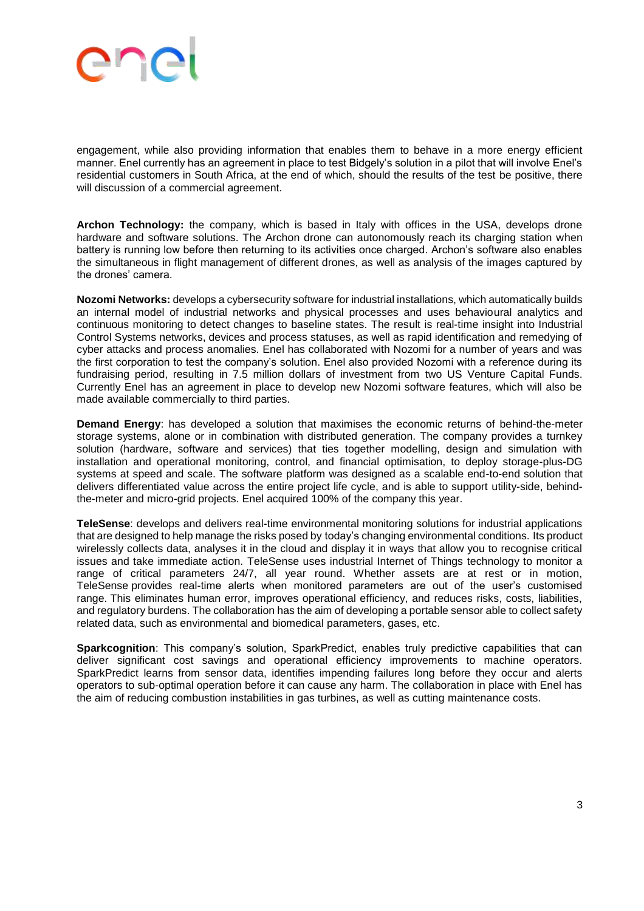engagement, while also providing information that enables them to behave in a more energy efficient manner. Enel currently has an agreement in place to test Bidgely's solution in a pilot that will involve Enel's residential customers in South Africa, at the end of which, should the results of the test be positive, there will discussion of a commercial agreement.

**Archon Technology:** the company, which is based in Italy with offices in the USA, develops drone hardware and software solutions. The Archon drone can autonomously reach its charging station when battery is running low before then returning to its activities once charged. Archon's software also enables the simultaneous in flight management of different drones, as well as analysis of the images captured by the drones' camera.

**Nozomi Networks:** develops a cybersecurity software for industrial installations, which automatically builds an internal model of industrial networks and physical processes and uses behavioural analytics and continuous monitoring to detect changes to baseline states. The result is real-time insight into Industrial Control Systems networks, devices and process statuses, as well as rapid identification and remedying of cyber attacks and process anomalies. Enel has collaborated with Nozomi for a number of years and was the first corporation to test the company's solution. Enel also provided Nozomi with a reference during its fundraising period, resulting in 7.5 million dollars of investment from two US Venture Capital Funds. Currently Enel has an agreement in place to develop new Nozomi software features, which will also be made available commercially to third parties.

**Demand Energy**: has developed a solution that maximises the economic returns of behind-the-meter storage systems, alone or in combination with distributed generation. The company provides a turnkey solution (hardware, software and services) that ties together modelling, design and simulation with installation and operational monitoring, control, and financial optimisation, to deploy storage-plus-DG systems at speed and scale. The software platform was designed as a scalable end-to-end solution that delivers differentiated value across the entire project life cycle, and is able to support utility-side, behind-the-meter and micro-grid projects. Enel acquired 100% of the company this year.

**TeleSense**: develops and delivers real-time environmental monitoring solutions for industrial applications that are designed to help manage the risks posed by today's changing environmental conditions. Its product wirelessly collects data, analyses it in the cloud and display it in ways that allow you to recognise critical issues and take immediate action. TeleSense uses industrial Internet of Things technology to monitor a range of critical parameters 24/7, all year round. Whether assets are at rest or in motion, TeleSense provides real-time alerts when monitored parameters are out of the user's customised range. This eliminates human error, improves operational efficiency, and reduces risks, costs, liabilities, and regulatory burdens. The collaboration has the aim of developing a portable sensor able to collect safety related data, such as environmental and biomedical parameters, gases, etc.

**Sparkcognition**: This company's solution, SparkPredict, enables truly predictive capabilities that can deliver significant cost savings and operational efficiency improvements to machine operators. SparkPredict learns from sensor data, identifies impending failures long before they occur and alerts operators to sub-optimal operation before it can cause any harm. The collaboration in place with Enel has the aim of reducing combustion instabilities in gas turbines, as well as cutting maintenance costs.